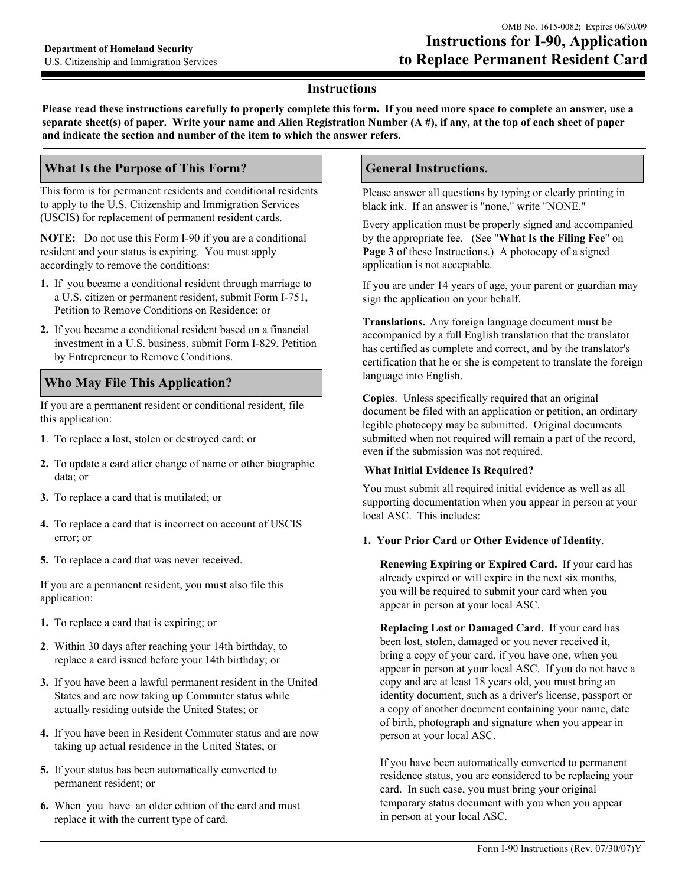Department of Homeland Security
U.S. Citizenship and Immigration Services

OMB No. 1615-0082; Expires 06/30/09

# Instructions for I-90, Application to Replace Permanent Resident Card

## Instructions

**Please read these instructions carefully to properly complete this form. If you need more space to complete an answer, use a separate sheet(s) of paper. Write your name and Alien Registration Number (A #), if any, at the top of each sheet of paper and indicate the section and number of the item to which the answer refers.**

## What Is the Purpose of This Form?

This form is for permanent residents and conditional residents to apply to the U.S. Citizenship and Immigration Services (USCIS) for replacement of permanent resident cards.

**NOTE:** Do not use this Form I-90 if you are a conditional resident and your status is expiring. You must apply accordingly to remove the conditions:

1. If you became a conditional resident through marriage to a U.S. citizen or permanent resident, submit Form I-751, Petition to Remove Conditions on Residence; or
2. If you became a conditional resident based on a financial investment in a U.S. business, submit Form I-829, Petition by Entrepreneur to Remove Conditions.

## Who May File This Application?

If you are a permanent resident or conditional resident, file this application:

1. To replace a lost, stolen or destroyed card; or
2. To update a card after change of name or other biographic data; or
3. To replace a card that is mutilated; or
4. To replace a card that is incorrect on account of USCIS error; or
5. To replace a card that was never received.

If you are a permanent resident, you must also file this application:

1. To replace a card that is expiring; or
2. Within 30 days after reaching your 14th birthday, to replace a card issued before your 14th birthday; or
3. If you have been a lawful permanent resident in the United States and are now taking up Commuter status while actually residing outside the United States; or
4. If you have been in Resident Commuter status and are now taking up actual residence in the United States; or
5. If your status has been automatically converted to permanent resident; or
6. When you have an older edition of the card and must replace it with the current type of card.

## General Instructions.

Please answer all questions by typing or clearly printing in black ink. If an answer is "none," write "NONE."

Every application must be properly signed and accompanied by the appropriate fee. (See "**What Is the Filing Fee**" on **Page 3** of these Instructions.) A photocopy of a signed application is not acceptable.

If you are under 14 years of age, your parent or guardian may sign the application on your behalf.

**Translations.** Any foreign language document must be accompanied by a full English translation that the translator has certified as complete and correct, and by the translator's certification that he or she is competent to translate the foreign language into English.

**Copies**. Unless specifically required that an original document be filed with an application or petition, an ordinary legible photocopy may be submitted. Original documents submitted when not required will remain a part of the record, even if the submission was not required.

**What Initial Evidence Is Required?**

You must submit all required initial evidence as well as all supporting documentation when you appear in person at your local ASC. This includes:

**1. Your Prior Card or Other Evidence of Identity**.

**Renewing Expiring or Expired Card.** If your card has already expired or will expire in the next six months, you will be required to submit your card when you appear in person at your local ASC.

**Replacing Lost or Damaged Card.** If your card has been lost, stolen, damaged or you never received it, bring a copy of your card, if you have one, when you appear in person at your local ASC. If you do not have a copy and are at least 18 years old, you must bring an identity document, such as a driver's license, passport or a copy of another document containing your name, date of birth, photograph and signature when you appear in person at your local ASC.

If you have been automatically converted to permanent residence status, you are considered to be replacing your card. In such case, you must bring your original temporary status document with you when you appear in person at your local ASC.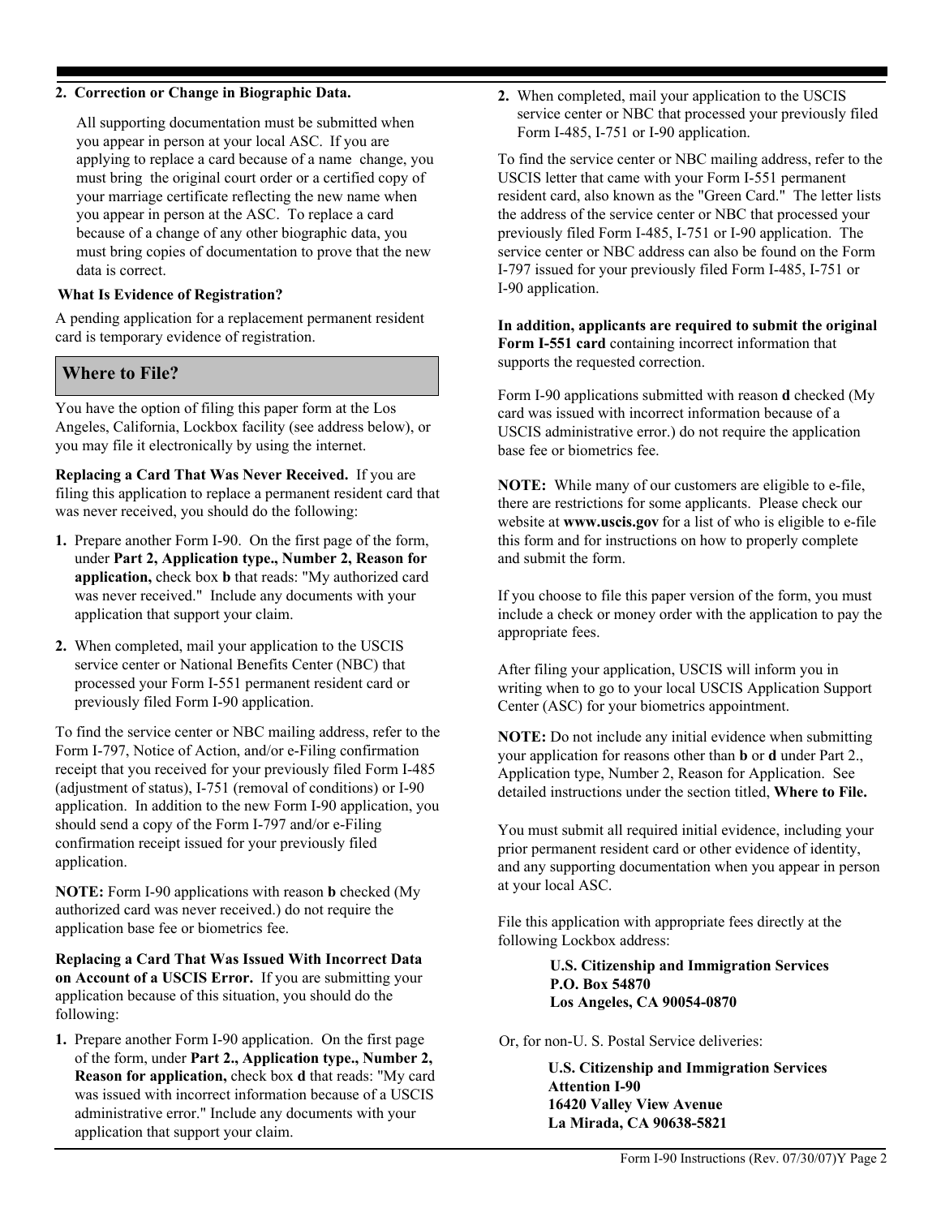**2. Correction or Change in Biographic Data.**

All supporting documentation must be submitted when you appear in person at your local ASC. If you are applying to replace a card because of a name change, you must bring the original court order or a certified copy of your marriage certificate reflecting the new name when you appear in person at the ASC. To replace a card because of a change of any other biographic data, you must bring copies of documentation to prove that the new data is correct.

**What Is Evidence of Registration?**

A pending application for a replacement permanent resident card is temporary evidence of registration.

## Where to File?

You have the option of filing this paper form at the Los Angeles, California, Lockbox facility (see address below), or you may file it electronically by using the internet.

**Replacing a Card That Was Never Received.** If you are filing this application to replace a permanent resident card that was never received, you should do the following:

1. Prepare another Form I-90. On the first page of the form, under **Part 2, Application type., Number 2, Reason for application,** check box **b** that reads: "My authorized card was never received." Include any documents with your application that support your claim.
2. When completed, mail your application to the USCIS service center or National Benefits Center (NBC) that processed your Form I-551 permanent resident card or previously filed Form I-90 application.

To find the service center or NBC mailing address, refer to the Form I-797, Notice of Action, and/or e-Filing confirmation receipt that you received for your previously filed Form I-485 (adjustment of status), I-751 (removal of conditions) or I-90 application. In addition to the new Form I-90 application, you should send a copy of the Form I-797 and/or e-Filing confirmation receipt issued for your previously filed application.

**NOTE:** Form I-90 applications with reason **b** checked (My authorized card was never received.) do not require the application base fee or biometrics fee.

**Replacing a Card That Was Issued With Incorrect Data on Account of a USCIS Error.** If you are submitting your application because of this situation, you should do the following:

1. Prepare another Form I-90 application. On the first page of the form, under **Part 2., Application type., Number 2, Reason for application,** check box **d** that reads: "My card was issued with incorrect information because of a USCIS administrative error." Include any documents with your application that support your claim.
2. When completed, mail your application to the USCIS service center or NBC that processed your previously filed Form I-485, I-751 or I-90 application.

To find the service center or NBC mailing address, refer to the USCIS letter that came with your Form I-551 permanent resident card, also known as the "Green Card." The letter lists the address of the service center or NBC that processed your previously filed Form I-485, I-751 or I-90 application. The service center or NBC address can also be found on the Form I-797 issued for your previously filed Form I-485, I-751 or I-90 application.

**In addition, applicants are required to submit the original Form I-551 card** containing incorrect information that supports the requested correction.

Form I-90 applications submitted with reason **d** checked (My card was issued with incorrect information because of a USCIS administrative error.) do not require the application base fee or biometrics fee.

**NOTE:** While many of our customers are eligible to e-file, there are restrictions for some applicants. Please check our website at **www.uscis.gov** for a list of who is eligible to e-file this form and for instructions on how to properly complete and submit the form.

If you choose to file this paper version of the form, you must include a check or money order with the application to pay the appropriate fees.

After filing your application, USCIS will inform you in writing when to go to your local USCIS Application Support Center (ASC) for your biometrics appointment.

**NOTE:** Do not include any initial evidence when submitting your application for reasons other than **b** or **d** under Part 2., Application type, Number 2, Reason for Application. See detailed instructions under the section titled, **Where to File.**

You must submit all required initial evidence, including your prior permanent resident card or other evidence of identity, and any supporting documentation when you appear in person at your local ASC.

File this application with appropriate fees directly at the following Lockbox address:

**U.S. Citizenship and Immigration Services**
**P.O. Box 54870**
**Los Angeles, CA 90054-0870**

Or, for non-U. S. Postal Service deliveries:

**U.S. Citizenship and Immigration Services**
**Attention I-90**
**16420 Valley View Avenue**
**La Mirada, CA 90638-5821**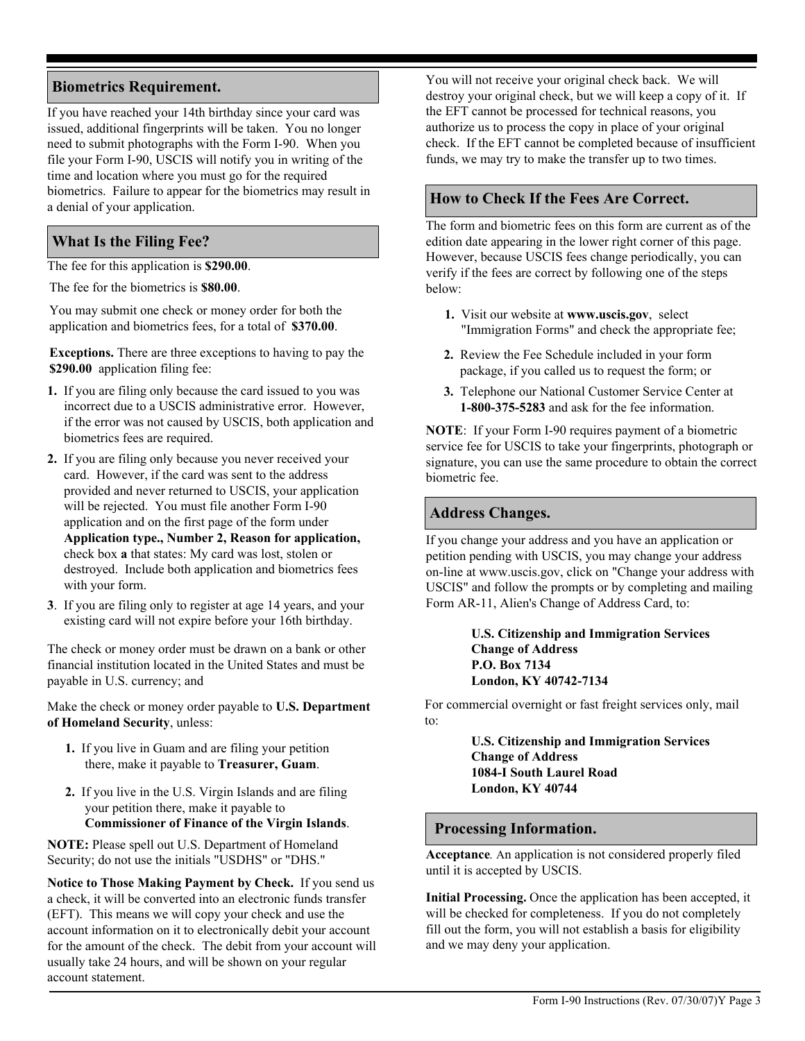## Biometrics Requirement.

If you have reached your 14th birthday since your card was issued, additional fingerprints will be taken. You no longer need to submit photographs with the Form I-90. When you file your Form I-90, USCIS will notify you in writing of the time and location where you must go for the required biometrics. Failure to appear for the biometrics may result in a denial of your application.

## What Is the Filing Fee?

The fee for this application is **$290.00**.

The fee for the biometrics is **$80.00**.

You may submit one check or money order for both the application and biometrics fees, for a total of **$370.00**.

**Exceptions.** There are three exceptions to having to pay the **$290.00** application filing fee:

1. If you are filing only because the card issued to you was incorrect due to a USCIS administrative error. However, if the error was not caused by USCIS, both application and biometrics fees are required.
2. If you are filing only because you never received your card. However, if the card was sent to the address provided and never returned to USCIS, your application will be rejected. You must file another Form I-90 application and on the first page of the form under **Application type., Number 2, Reason for application,** check box **a** that states: My card was lost, stolen or destroyed. Include both application and biometrics fees with your form.
3. If you are filing only to register at age 14 years, and your existing card will not expire before your 16th birthday.

The check or money order must be drawn on a bank or other financial institution located in the United States and must be payable in U.S. currency; and

Make the check or money order payable to **U.S. Department of Homeland Security**, unless:

1. If you live in Guam and are filing your petition there, make it payable to **Treasurer, Guam**.
2. If you live in the U.S. Virgin Islands and are filing your petition there, make it payable to **Commissioner of Finance of the Virgin Islands**.

**NOTE:** Please spell out U.S. Department of Homeland Security; do not use the initials "USDHS" or "DHS."

**Notice to Those Making Payment by Check.** If you send us a check, it will be converted into an electronic funds transfer (EFT). This means we will copy your check and use the account information on it to electronically debit your account for the amount of the check. The debit from your account will usually take 24 hours, and will be shown on your regular account statement.

You will not receive your original check back. We will destroy your original check, but we will keep a copy of it. If the EFT cannot be processed for technical reasons, you authorize us to process the copy in place of your original check. If the EFT cannot be completed because of insufficient funds, we may try to make the transfer up to two times.

## How to Check If the Fees Are Correct.

The form and biometric fees on this form are current as of the edition date appearing in the lower right corner of this page. However, because USCIS fees change periodically, you can verify if the fees are correct by following one of the steps below:

1. Visit our website at **www.uscis.gov**, select "Immigration Forms" and check the appropriate fee;
2. Review the Fee Schedule included in your form package, if you called us to request the form; or
3. Telephone our National Customer Service Center at **1-800-375-5283** and ask for the fee information.

**NOTE**: If your Form I-90 requires payment of a biometric service fee for USCIS to take your fingerprints, photograph or signature, you can use the same procedure to obtain the correct biometric fee.

## Address Changes.

If you change your address and you have an application or petition pending with USCIS, you may change your address on-line at www.uscis.gov, click on "Change your address with USCIS" and follow the prompts or by completing and mailing Form AR-11, Alien's Change of Address Card, to:

**U.S. Citizenship and Immigration Services**
**Change of Address**
**P.O. Box 7134**
**London, KY 40742-7134**

For commercial overnight or fast freight services only, mail to:

**U.S. Citizenship and Immigration Services**
**Change of Address**
**1084-I South Laurel Road**
**London, KY 40744**

## Processing Information.

**Acceptance**. An application is not considered properly filed until it is accepted by USCIS.

**Initial Processing.** Once the application has been accepted, it will be checked for completeness. If you do not completely fill out the form, you will not establish a basis for eligibility and we may deny your application.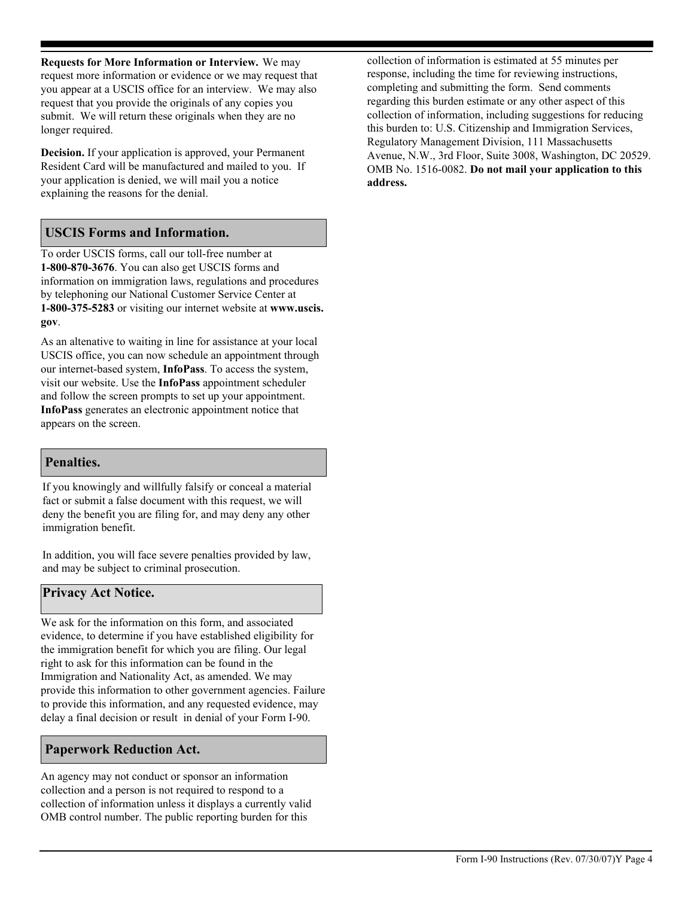**Requests for More Information or Interview.** We may request more information or evidence or we may request that you appear at a USCIS office for an interview. We may also request that you provide the originals of any copies you submit. We will return these originals when they are no longer required.

**Decision.** If your application is approved, your Permanent Resident Card will be manufactured and mailed to you. If your application is denied, we will mail you a notice explaining the reasons for the denial.

## USCIS Forms and Information.

To order USCIS forms, call our toll-free number at **1-800-870-3676**. You can also get USCIS forms and information on immigration laws, regulations and procedures by telephoning our National Customer Service Center at **1-800-375-5283** or visiting our internet website at **www.uscis.gov**.

As an altenative to waiting in line for assistance at your local USCIS office, you can now schedule an appointment through our internet-based system, **InfoPass**. To access the system, visit our website. Use the **InfoPass** appointment scheduler and follow the screen prompts to set up your appointment. **InfoPass** generates an electronic appointment notice that appears on the screen.

## Penalties.

If you knowingly and willfully falsify or conceal a material fact or submit a false document with this request, we will deny the benefit you are filing for, and may deny any other immigration benefit.

In addition, you will face severe penalties provided by law, and may be subject to criminal prosecution.

## Privacy Act Notice.

We ask for the information on this form, and associated evidence, to determine if you have established eligibility for the immigration benefit for which you are filing. Our legal right to ask for this information can be found in the Immigration and Nationality Act, as amended. We may provide this information to other government agencies. Failure to provide this information, and any requested evidence, may delay a final decision or result in denial of your Form I-90.

## Paperwork Reduction Act.

An agency may not conduct or sponsor an information collection and a person is not required to respond to a collection of information unless it displays a currently valid OMB control number. The public reporting burden for this collection of information is estimated at 55 minutes per response, including the time for reviewing instructions, completing and submitting the form. Send comments regarding this burden estimate or any other aspect of this collection of information, including suggestions for reducing this burden to: U.S. Citizenship and Immigration Services, Regulatory Management Division, 111 Massachusetts Avenue, N.W., 3rd Floor, Suite 3008, Washington, DC 20529. OMB No. 1516-0082. **Do not mail your application to this address.**